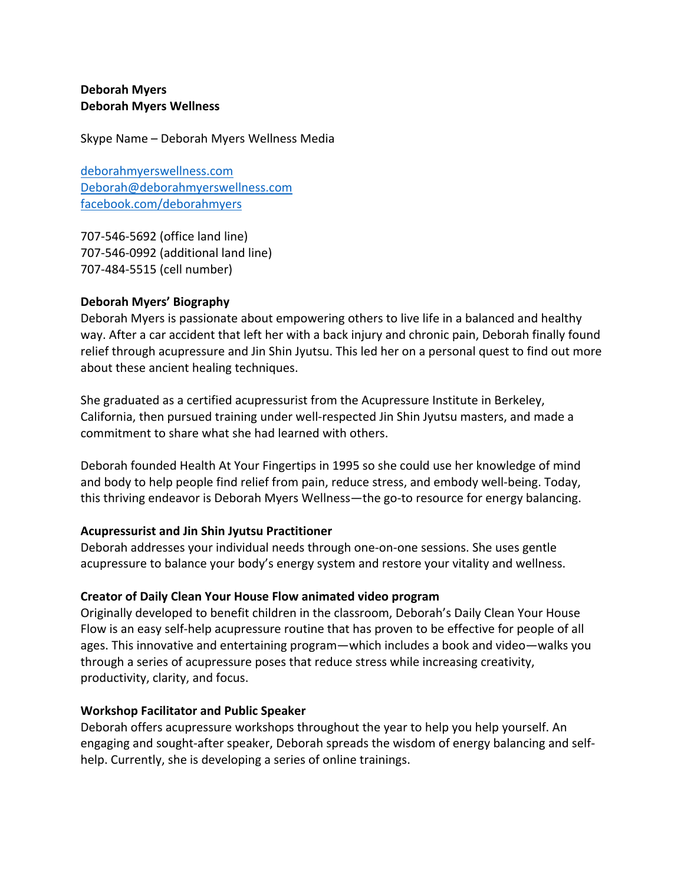**Deborah Myers**
**Deborah Myers Wellness**

Skype Name – Deborah Myers Wellness Media

[deborahmyerswellness.com](deborahmyerswellness.com)
[Deborah@deborahmyerswellness.com](mailto:Deborah@deborahmyerswellness.com)
[facebook.com/deborahmyers](facebook.com/deborahmyers)

707-546-5692 (office land line)
707-546-0992 (additional land line)
707-484-5515 (cell number)

**Deborah Myers' Biography**

Deborah Myers is passionate about empowering others to live life in a balanced and healthy way. After a car accident that left her with a back injury and chronic pain, Deborah finally found relief through acupressure and Jin Shin Jyutsu. This led her on a personal quest to find out more about these ancient healing techniques.

She graduated as a certified acupressurist from the Acupressure Institute in Berkeley, California, then pursued training under well-respected Jin Shin Jyutsu masters, and made a commitment to share what she had learned with others.

Deborah founded Health At Your Fingertips in 1995 so she could use her knowledge of mind and body to help people find relief from pain, reduce stress, and embody well-being. Today, this thriving endeavor is Deborah Myers Wellness—the go-to resource for energy balancing.

**Acupressurist and Jin Shin Jyutsu Practitioner**

Deborah addresses your individual needs through one-on-one sessions. She uses gentle acupressure to balance your body's energy system and restore your vitality and wellness.

**Creator of Daily Clean Your House Flow animated video program**

Originally developed to benefit children in the classroom, Deborah's Daily Clean Your House Flow is an easy self-help acupressure routine that has proven to be effective for people of all ages. This innovative and entertaining program—which includes a book and video—walks you through a series of acupressure poses that reduce stress while increasing creativity, productivity, clarity, and focus.

**Workshop Facilitator and Public Speaker**

Deborah offers acupressure workshops throughout the year to help you help yourself. An engaging and sought-after speaker, Deborah spreads the wisdom of energy balancing and self-help. Currently, she is developing a series of online trainings.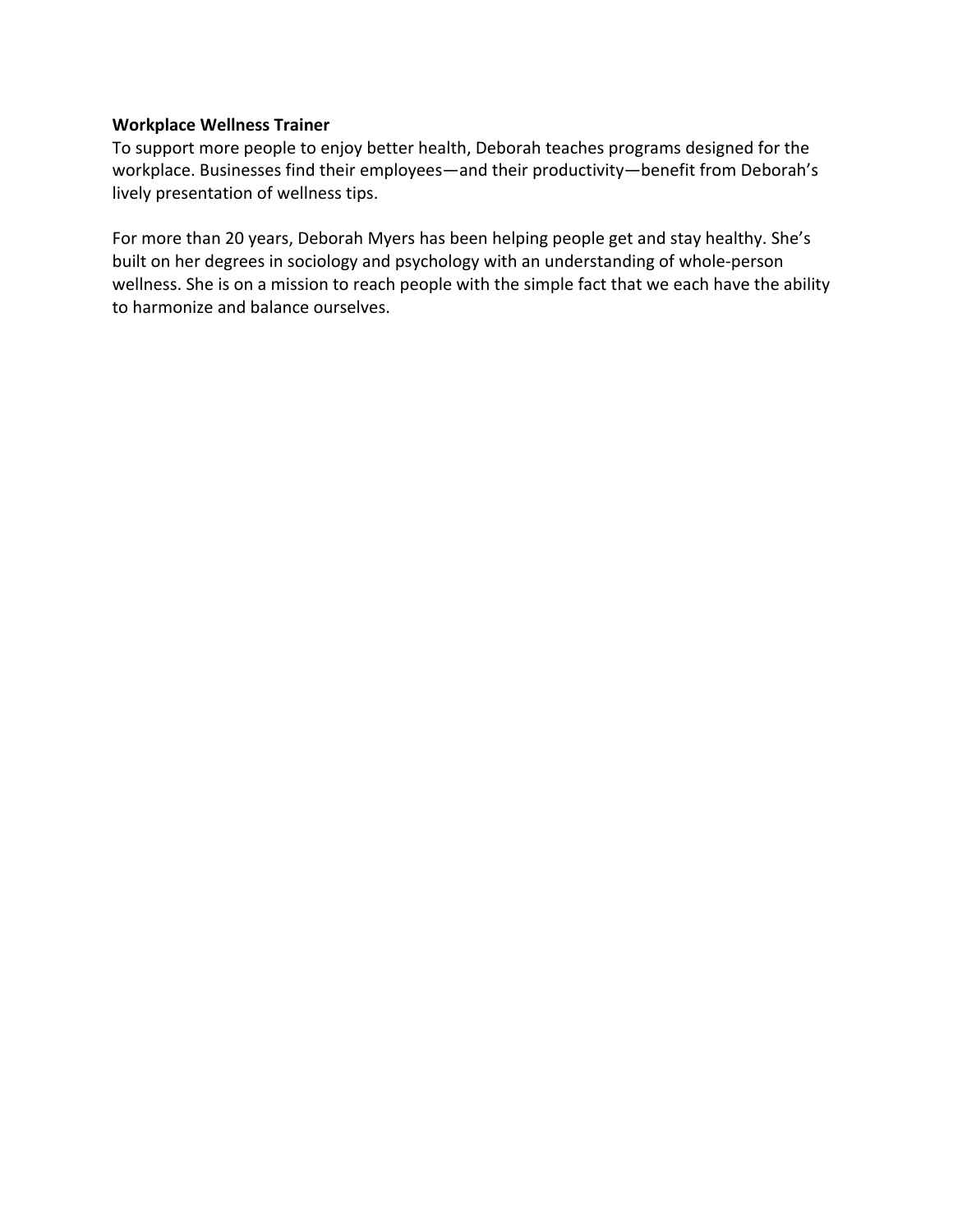**Workplace Wellness Trainer**
To support more people to enjoy better health, Deborah teaches programs designed for the workplace. Businesses find their employees—and their productivity—benefit from Deborah's lively presentation of wellness tips.

For more than 20 years, Deborah Myers has been helping people get and stay healthy. She's built on her degrees in sociology and psychology with an understanding of whole-person wellness. She is on a mission to reach people with the simple fact that we each have the ability to harmonize and balance ourselves.